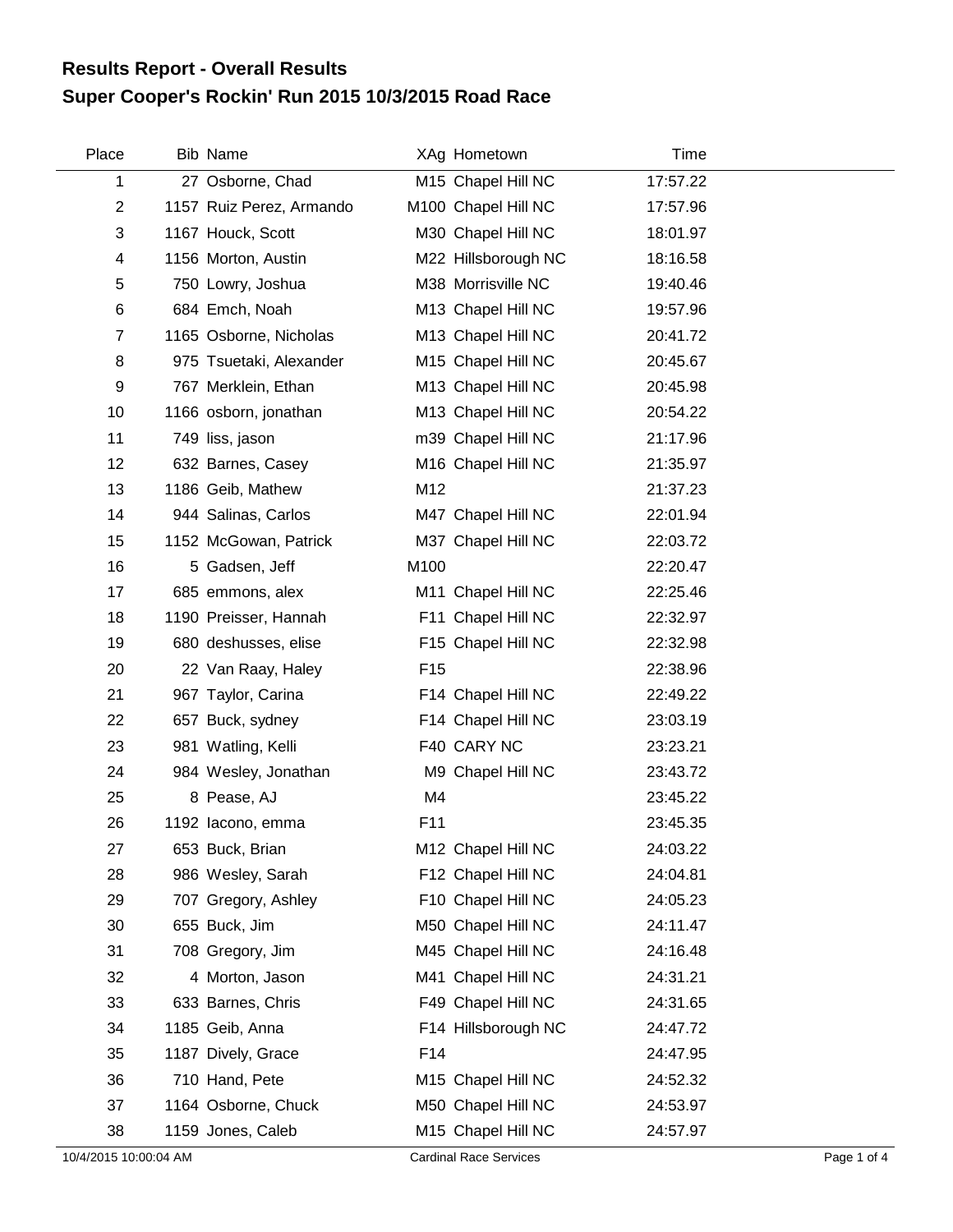# Results Report - Overall Results

## Super Cooper's Rockin' Run 2015 10/3/2015 Road Race

| Place | Bib | Name | XAg | Hometown | Time |
|---|---|---|---|---|---|
| 1 | 27 | Osborne, Chad | M15 | Chapel Hill NC | 17:57.22 |
| 2 | 1157 | Ruiz Perez, Armando | M100 | Chapel Hill NC | 17:57.96 |
| 3 | 1167 | Houck, Scott | M30 | Chapel Hill NC | 18:01.97 |
| 4 | 1156 | Morton, Austin | M22 | Hillsborough NC | 18:16.58 |
| 5 | 750 | Lowry, Joshua | M38 | Morrisville NC | 19:40.46 |
| 6 | 684 | Emch, Noah | M13 | Chapel Hill NC | 19:57.96 |
| 7 | 1165 | Osborne, Nicholas | M13 | Chapel Hill NC | 20:41.72 |
| 8 | 975 | Tsuetaki, Alexander | M15 | Chapel Hill NC | 20:45.67 |
| 9 | 767 | Merklein, Ethan | M13 | Chapel Hill NC | 20:45.98 |
| 10 | 1166 | osborn, jonathan | M13 | Chapel Hill NC | 20:54.22 |
| 11 | 749 | liss, jason | m39 | Chapel Hill NC | 21:17.96 |
| 12 | 632 | Barnes, Casey | M16 | Chapel Hill NC | 21:35.97 |
| 13 | 1186 | Geib, Mathew | M12 | | 21:37.23 |
| 14 | 944 | Salinas, Carlos | M47 | Chapel Hill NC | 22:01.94 |
| 15 | 1152 | McGowan, Patrick | M37 | Chapel Hill NC | 22:03.72 |
| 16 | 5 | Gadsen, Jeff | M100 | | 22:20.47 |
| 17 | 685 | emmons, alex | M11 | Chapel Hill NC | 22:25.46 |
| 18 | 1190 | Preisser, Hannah | F11 | Chapel Hill NC | 22:32.97 |
| 19 | 680 | deshusses, elise | F15 | Chapel Hill NC | 22:32.98 |
| 20 | 22 | Van Raay, Haley | F15 | | 22:38.96 |
| 21 | 967 | Taylor, Carina | F14 | Chapel Hill NC | 22:49.22 |
| 22 | 657 | Buck, sydney | F14 | Chapel Hill NC | 23:03.19 |
| 23 | 981 | Watling, Kelli | F40 | CARY NC | 23:23.21 |
| 24 | 984 | Wesley, Jonathan | M9 | Chapel Hill NC | 23:43.72 |
| 25 | 8 | Pease, AJ | M4 | | 23:45.22 |
| 26 | 1192 | Iacono, emma | F11 | | 23:45.35 |
| 27 | 653 | Buck, Brian | M12 | Chapel Hill NC | 24:03.22 |
| 28 | 986 | Wesley, Sarah | F12 | Chapel Hill NC | 24:04.81 |
| 29 | 707 | Gregory, Ashley | F10 | Chapel Hill NC | 24:05.23 |
| 30 | 655 | Buck, Jim | M50 | Chapel Hill NC | 24:11.47 |
| 31 | 708 | Gregory, Jim | M45 | Chapel Hill NC | 24:16.48 |
| 32 | 4 | Morton, Jason | M41 | Chapel Hill NC | 24:31.21 |
| 33 | 633 | Barnes, Chris | F49 | Chapel Hill NC | 24:31.65 |
| 34 | 1185 | Geib, Anna | F14 | Hillsborough NC | 24:47.72 |
| 35 | 1187 | Dively, Grace | F14 | | 24:47.95 |
| 36 | 710 | Hand, Pete | M15 | Chapel Hill NC | 24:52.32 |
| 37 | 1164 | Osborne, Chuck | M50 | Chapel Hill NC | 24:53.97 |
| 38 | 1159 | Jones, Caleb | M15 | Chapel Hill NC | 24:57.97 |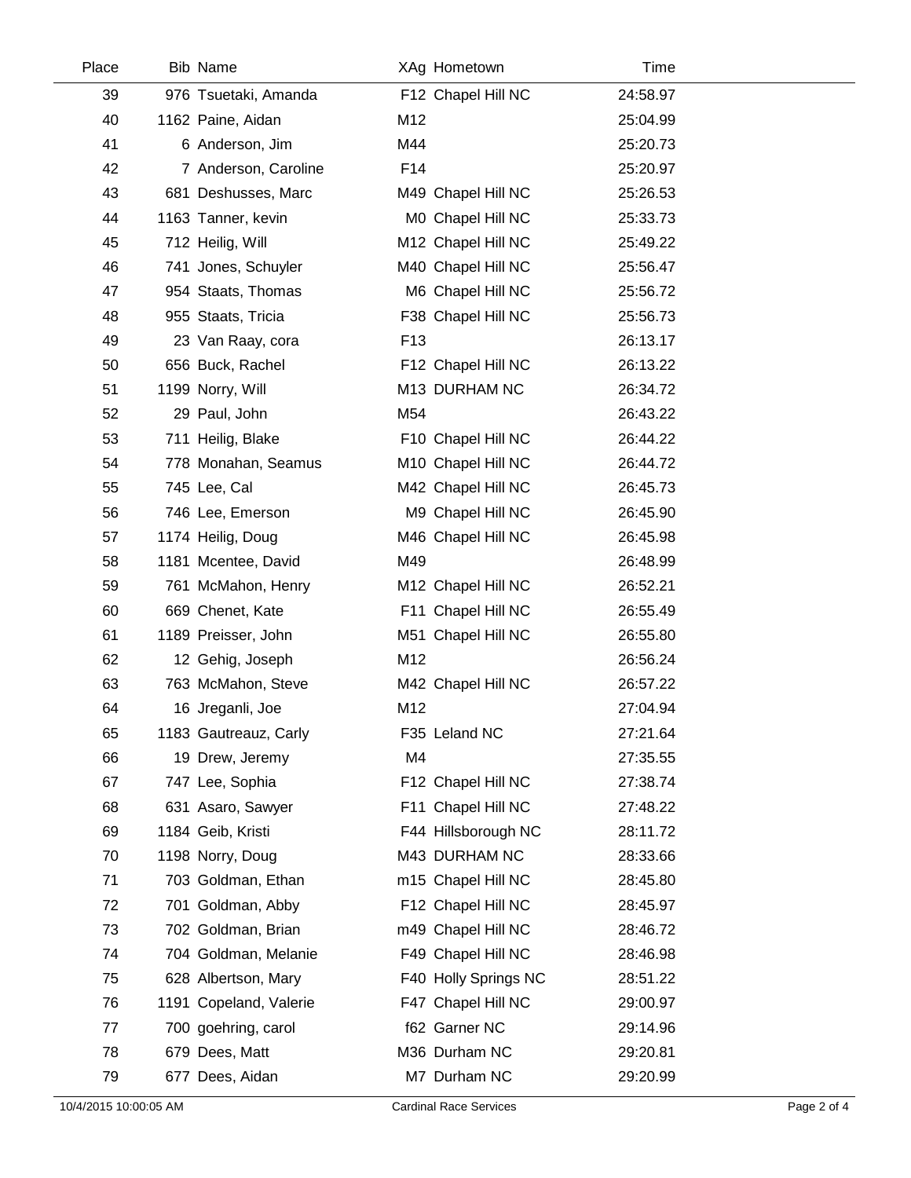| Place | Bib | Name | XAg | Hometown | Time |
|---|---|---|---|---|---|
| 39 | 976 | Tsuetaki, Amanda | F12 | Chapel Hill NC | 24:58.97 |
| 40 | 1162 | Paine, Aidan | M12 | | 25:04.99 |
| 41 | 6 | Anderson, Jim | M44 | | 25:20.73 |
| 42 | 7 | Anderson, Caroline | F14 | | 25:20.97 |
| 43 | 681 | Deshusses, Marc | M49 | Chapel Hill NC | 25:26.53 |
| 44 | 1163 | Tanner, kevin | M0 | Chapel Hill NC | 25:33.73 |
| 45 | 712 | Heilig, Will | M12 | Chapel Hill NC | 25:49.22 |
| 46 | 741 | Jones, Schuyler | M40 | Chapel Hill NC | 25:56.47 |
| 47 | 954 | Staats, Thomas | M6 | Chapel Hill NC | 25:56.72 |
| 48 | 955 | Staats, Tricia | F38 | Chapel Hill NC | 25:56.73 |
| 49 | 23 | Van Raay, cora | F13 | | 26:13.17 |
| 50 | 656 | Buck, Rachel | F12 | Chapel Hill NC | 26:13.22 |
| 51 | 1199 | Norry, Will | M13 | DURHAM NC | 26:34.72 |
| 52 | 29 | Paul, John | M54 | | 26:43.22 |
| 53 | 711 | Heilig, Blake | F10 | Chapel Hill NC | 26:44.22 |
| 54 | 778 | Monahan, Seamus | M10 | Chapel Hill NC | 26:44.72 |
| 55 | 745 | Lee, Cal | M42 | Chapel Hill NC | 26:45.73 |
| 56 | 746 | Lee, Emerson | M9 | Chapel Hill NC | 26:45.90 |
| 57 | 1174 | Heilig, Doug | M46 | Chapel Hill NC | 26:45.98 |
| 58 | 1181 | Mcentee, David | M49 | | 26:48.99 |
| 59 | 761 | McMahon, Henry | M12 | Chapel Hill NC | 26:52.21 |
| 60 | 669 | Chenet, Kate | F11 | Chapel Hill NC | 26:55.49 |
| 61 | 1189 | Preisser, John | M51 | Chapel Hill NC | 26:55.80 |
| 62 | 12 | Gehig, Joseph | M12 | | 26:56.24 |
| 63 | 763 | McMahon, Steve | M42 | Chapel Hill NC | 26:57.22 |
| 64 | 16 | Jreganli, Joe | M12 | | 27:04.94 |
| 65 | 1183 | Gautreauz, Carly | F35 | Leland NC | 27:21.64 |
| 66 | 19 | Drew, Jeremy | M4 | | 27:35.55 |
| 67 | 747 | Lee, Sophia | F12 | Chapel Hill NC | 27:38.74 |
| 68 | 631 | Asaro, Sawyer | F11 | Chapel Hill NC | 27:48.22 |
| 69 | 1184 | Geib, Kristi | F44 | Hillsborough NC | 28:11.72 |
| 70 | 1198 | Norry, Doug | M43 | DURHAM NC | 28:33.66 |
| 71 | 703 | Goldman, Ethan | m15 | Chapel Hill NC | 28:45.80 |
| 72 | 701 | Goldman, Abby | F12 | Chapel Hill NC | 28:45.97 |
| 73 | 702 | Goldman, Brian | m49 | Chapel Hill NC | 28:46.72 |
| 74 | 704 | Goldman, Melanie | F49 | Chapel Hill NC | 28:46.98 |
| 75 | 628 | Albertson, Mary | F40 | Holly Springs NC | 28:51.22 |
| 76 | 1191 | Copeland, Valerie | F47 | Chapel Hill NC | 29:00.97 |
| 77 | 700 | goehring, carol | f62 | Garner NC | 29:14.96 |
| 78 | 679 | Dees, Matt | M36 | Durham NC | 29:20.81 |
| 79 | 677 | Dees, Aidan | M7 | Durham NC | 29:20.99 |

10/4/2015 10:00:05 AM Cardinal Race Services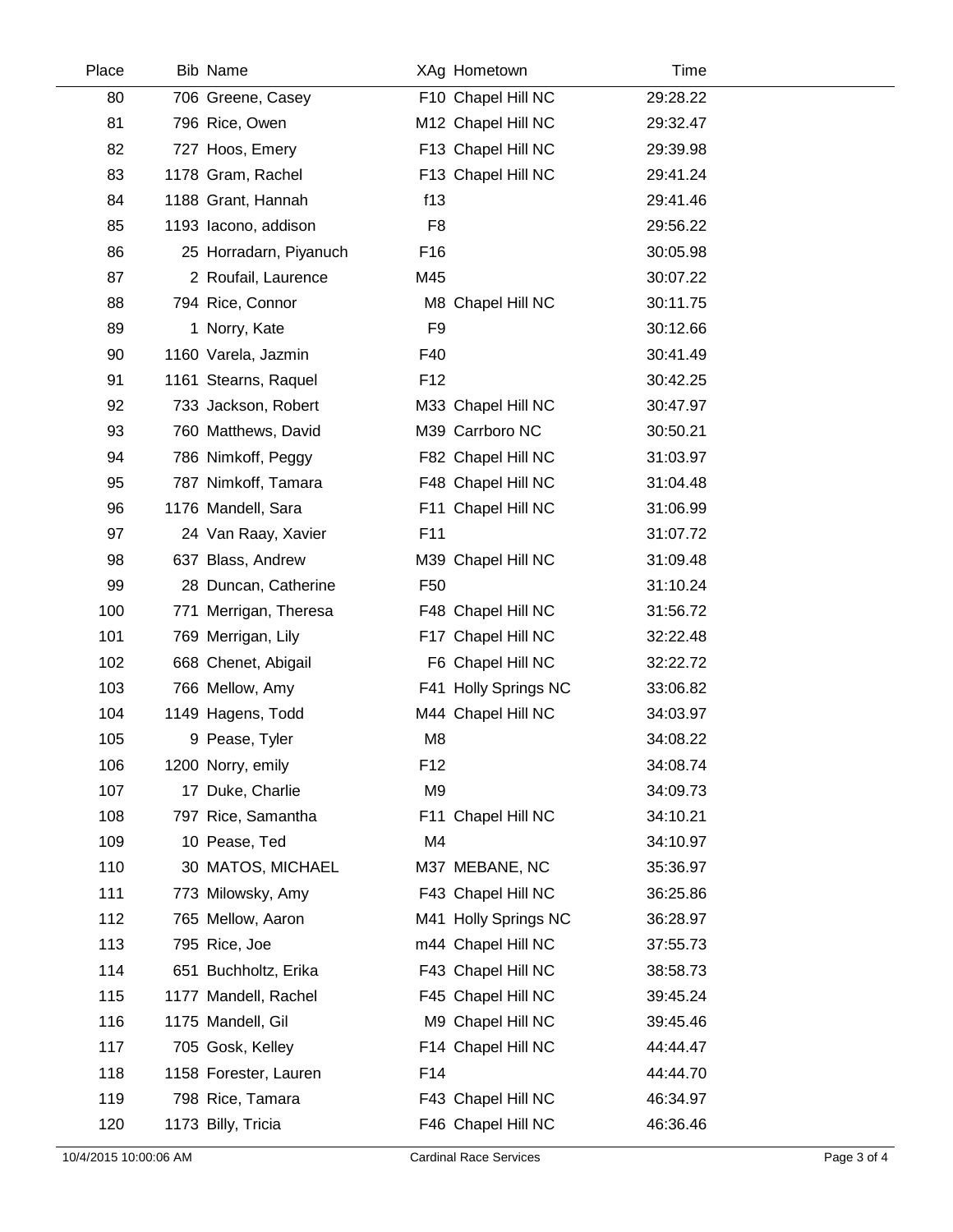| Place | Bib | Name | XAg | Hometown | Time |
|---|---|---|---|---|---|
| 80 | 706 | Greene, Casey | F10 | Chapel Hill NC | 29:28.22 |
| 81 | 796 | Rice, Owen | M12 | Chapel Hill NC | 29:32.47 |
| 82 | 727 | Hoos, Emery | F13 | Chapel Hill NC | 29:39.98 |
| 83 | 1178 | Gram, Rachel | F13 | Chapel Hill NC | 29:41.24 |
| 84 | 1188 | Grant, Hannah | f13 | | 29:41.46 |
| 85 | 1193 | Iacono, addison | F8 | | 29:56.22 |
| 86 | 25 | Horradarn, Piyanuch | F16 | | 30:05.98 |
| 87 | 2 | Roufail, Laurence | M45 | | 30:07.22 |
| 88 | 794 | Rice, Connor | M8 | Chapel Hill NC | 30:11.75 |
| 89 | 1 | Norry, Kate | F9 | | 30:12.66 |
| 90 | 1160 | Varela, Jazmin | F40 | | 30:41.49 |
| 91 | 1161 | Stearns, Raquel | F12 | | 30:42.25 |
| 92 | 733 | Jackson, Robert | M33 | Chapel Hill NC | 30:47.97 |
| 93 | 760 | Matthews, David | M39 | Carrboro NC | 30:50.21 |
| 94 | 786 | Nimkoff, Peggy | F82 | Chapel Hill NC | 31:03.97 |
| 95 | 787 | Nimkoff, Tamara | F48 | Chapel Hill NC | 31:04.48 |
| 96 | 1176 | Mandell, Sara | F11 | Chapel Hill NC | 31:06.99 |
| 97 | 24 | Van Raay, Xavier | F11 | | 31:07.72 |
| 98 | 637 | Blass, Andrew | M39 | Chapel Hill NC | 31:09.48 |
| 99 | 28 | Duncan, Catherine | F50 | | 31:10.24 |
| 100 | 771 | Merrigan, Theresa | F48 | Chapel Hill NC | 31:56.72 |
| 101 | 769 | Merrigan, Lily | F17 | Chapel Hill NC | 32:22.48 |
| 102 | 668 | Chenet, Abigail | F6 | Chapel Hill NC | 32:22.72 |
| 103 | 766 | Mellow, Amy | F41 | Holly Springs NC | 33:06.82 |
| 104 | 1149 | Hagens, Todd | M44 | Chapel Hill NC | 34:03.97 |
| 105 | 9 | Pease, Tyler | M8 | | 34:08.22 |
| 106 | 1200 | Norry, emily | F12 | | 34:08.74 |
| 107 | 17 | Duke, Charlie | M9 | | 34:09.73 |
| 108 | 797 | Rice, Samantha | F11 | Chapel Hill NC | 34:10.21 |
| 109 | 10 | Pease, Ted | M4 | | 34:10.97 |
| 110 | 30 | MATOS, MICHAEL | M37 | MEBANE, NC | 35:36.97 |
| 111 | 773 | Milowsky, Amy | F43 | Chapel Hill NC | 36:25.86 |
| 112 | 765 | Mellow, Aaron | M41 | Holly Springs NC | 36:28.97 |
| 113 | 795 | Rice, Joe | m44 | Chapel Hill NC | 37:55.73 |
| 114 | 651 | Buchholtz, Erika | F43 | Chapel Hill NC | 38:58.73 |
| 115 | 1177 | Mandell, Rachel | F45 | Chapel Hill NC | 39:45.24 |
| 116 | 1175 | Mandell, Gil | M9 | Chapel Hill NC | 39:45.46 |
| 117 | 705 | Gosk, Kelley | F14 | Chapel Hill NC | 44:44.47 |
| 118 | 1158 | Forester, Lauren | F14 | | 44:44.70 |
| 119 | 798 | Rice, Tamara | F43 | Chapel Hill NC | 46:34.97 |
| 120 | 1173 | Billy, Tricia | F46 | Chapel Hill NC | 46:36.46 |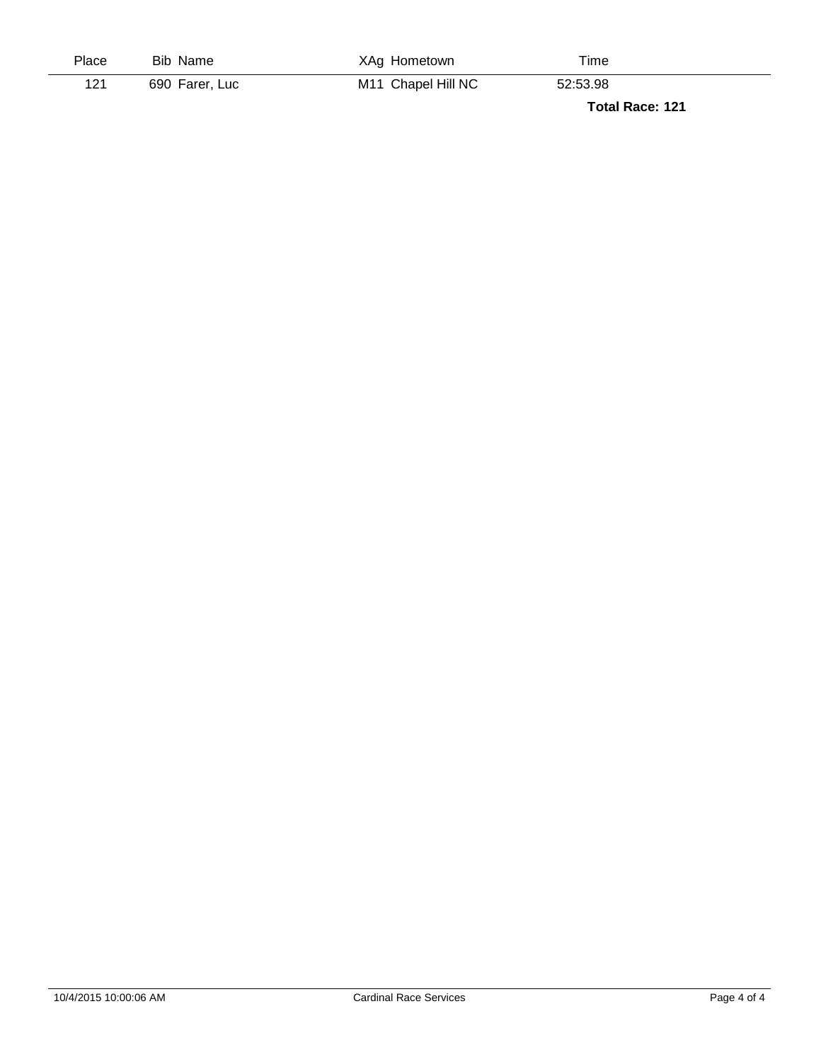| Place | Bib | Name | XAg | Hometown | Time |
| --- | --- | --- | --- | --- | --- |
| 121 | 690 | Farer, Luc | M11 | Chapel Hill NC | 52:53.98 |

**Total Race: 121**

10/4/2015 10:00:06 AM

Cardinal Race Services